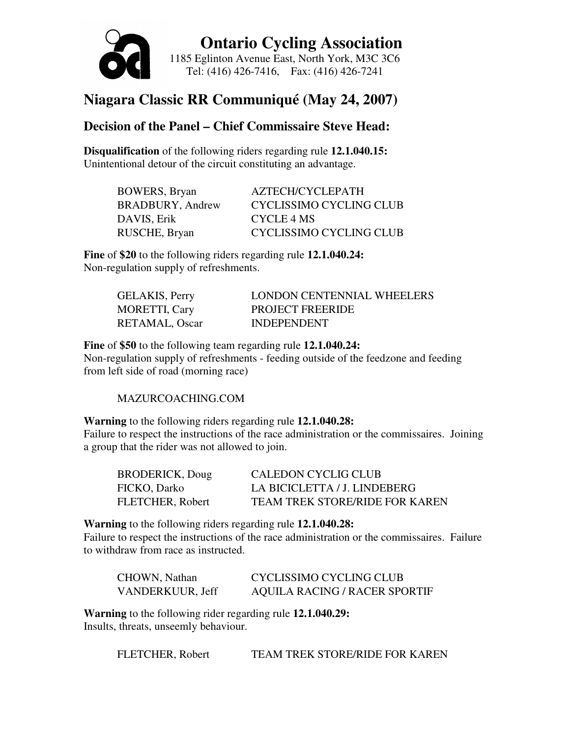# Ontario Cycling Association

1185 Eglinton Avenue East, North York, M3C 3C6
Tel: (416) 426-7416, Fax: (416) 426-7241

## Niagara Classic RR Communiqué (May 24, 2007)

### Decision of the Panel – Chief Commissaire Steve Head:

**Disqualification** of the following riders regarding rule **12.1.040.15:**
Unintentional detour of the circuit constituting an advantage.

| | |
|---|---|
| BOWERS, Bryan | AZTECH/CYCLEPATH |
| BRADBURY, Andrew | CYCLISSIMO CYCLING CLUB |
| DAVIS, Erik | CYCLE 4 MS |
| RUSCHE, Bryan | CYCLISSIMO CYCLING CLUB |

**Fine** of **$20** to the following riders regarding rule **12.1.040.24:**
Non-regulation supply of refreshments.

| | |
|---|---|
| GELAKIS, Perry | LONDON CENTENNIAL WHEELERS |
| MORETTI, Cary | PROJECT FREERIDE |
| RETAMAL, Oscar | INDEPENDENT |

**Fine** of **$50** to the following team regarding rule **12.1.040.24:**
Non-regulation supply of refreshments - feeding outside of the feedzone and feeding from left side of road (morning race)

MAZURCOACHING.COM

**Warning** to the following riders regarding rule **12.1.040.28:**
Failure to respect the instructions of the race administration or the commissaires. Joining a group that the rider was not allowed to join.

| | |
|---|---|
| BRODERICK, Doug | CALEDON CYCLIG CLUB |
| FICKO, Darko | LA BICICLETTA / J. LINDEBERG |
| FLETCHER, Robert | TEAM TREK STORE/RIDE FOR KAREN |

**Warning** to the following riders regarding rule **12.1.040.28:**
Failure to respect the instructions of the race administration or the commissaires. Failure to withdraw from race as instructed.

| | |
|---|---|
| CHOWN, Nathan | CYCLISSIMO CYCLING CLUB |
| VANDERKUUR, Jeff | AQUILA RACING / RACER SPORTIF |

**Warning** to the following rider regarding rule **12.1.040.29:**
Insults, threats, unseemly behaviour.

| | |
|---|---|
| FLETCHER, Robert | TEAM TREK STORE/RIDE FOR KAREN |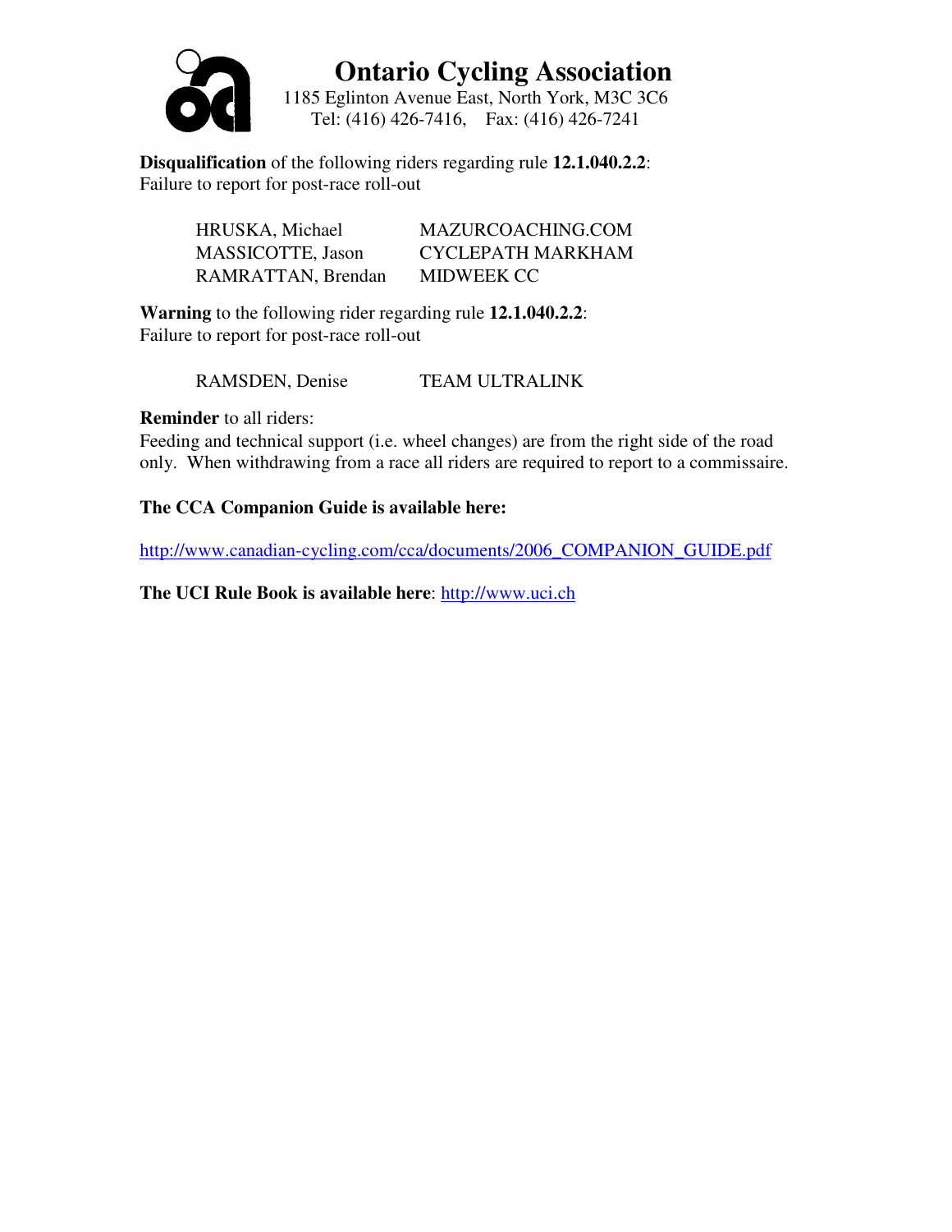# Ontario Cycling Association

1185 Eglinton Avenue East, North York, M3C 3C6
Tel: (416) 426-7416, Fax: (416) 426-7241

**Disqualification** of the following riders regarding rule **12.1.040.2.2**:
Failure to report for post-race roll-out

| | |
|---|---|
| HRUSKA, Michael | MAZURCOACHING.COM |
| MASSICOTTE, Jason | CYCLEPATH MARKHAM |
| RAMRATTAN, Brendan | MIDWEEK CC |

**Warning** to the following rider regarding rule **12.1.040.2.2**:
Failure to report for post-race roll-out

| | |
|---|---|
| RAMSDEN, Denise | TEAM ULTRALINK |

**Reminder** to all riders:
Feeding and technical support (i.e. wheel changes) are from the right side of the road only. When withdrawing from a race all riders are required to report to a commissaire.

**The CCA Companion Guide is available here:**

http://www.canadian-cycling.com/cca/documents/2006_COMPANION_GUIDE.pdf

**The UCI Rule Book is available here**: http://www.uci.ch